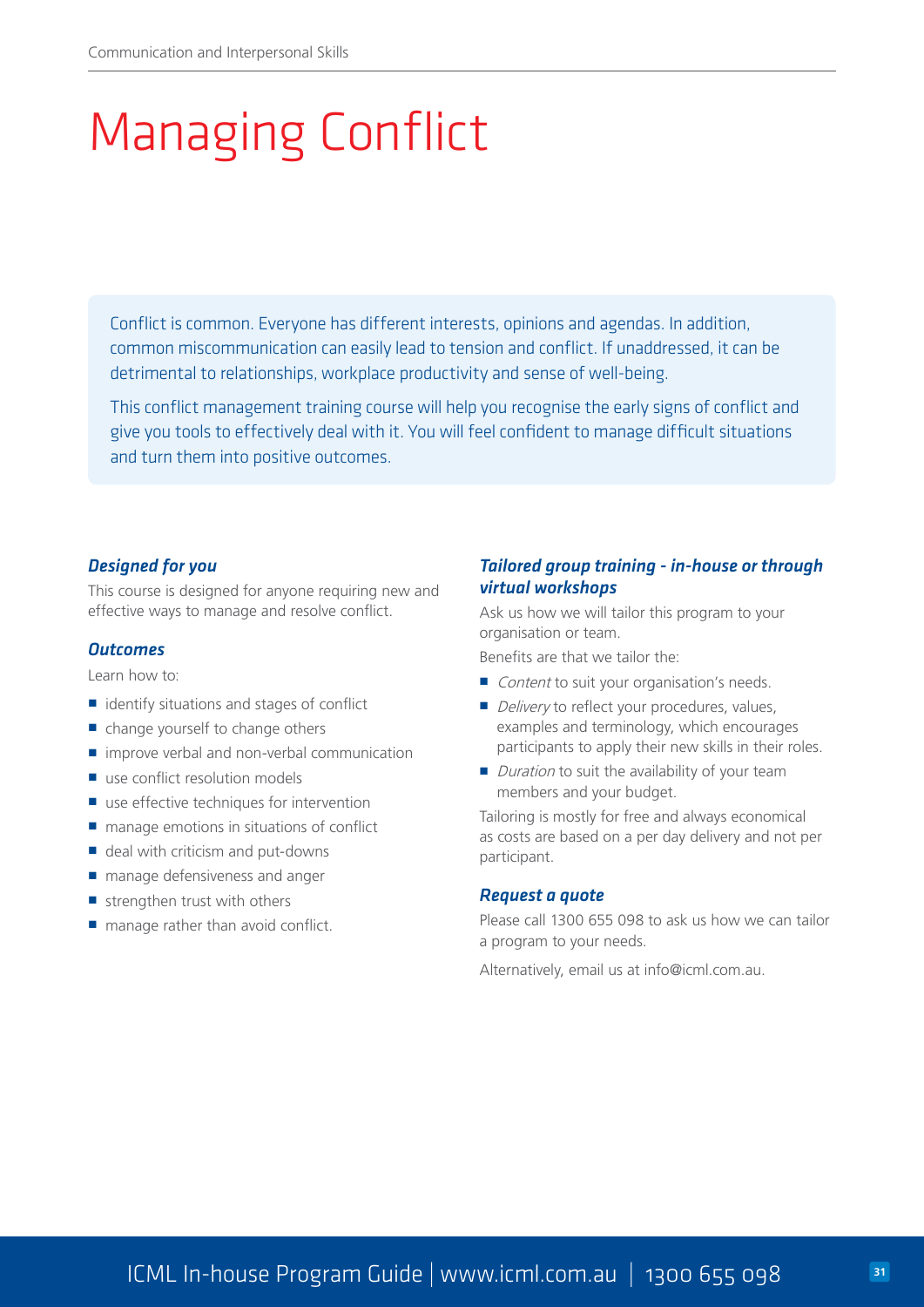# Managing Conflict

Conflict is common. Everyone has different interests, opinions and agendas. In addition, common miscommunication can easily lead to tension and conflict. If unaddressed, it can be detrimental to relationships, workplace productivity and sense of well-being.

This conflict management training course will help you recognise the early signs of conflict and give you tools to effectively deal with it. You will feel confident to manage difficult situations and turn them into positive outcomes.

### *Designed for you*

This course is designed for anyone requiring new and effective ways to manage and resolve conflict.

### *Outcomes*

Learn how to:

- identify situations and stages of conflict
- change yourself to change others
- improve verbal and non-verbal communication
- use conflict resolution models
- use effective techniques for intervention
- manage emotions in situations of conflict
- deal with criticism and put-downs
- manage defensiveness and anger
- strengthen trust with others
- manage rather than avoid conflict.

### *Tailored group training - in-house or through virtual workshops*

Ask us how we will tailor this program to your organisation or team.

Benefits are that we tailor the:

- *Content* to suit your organisation's needs.
- *Delivery* to reflect your procedures, values, examples and terminology, which encourages participants to apply their new skills in their roles.
- *Duration* to suit the availability of your team members and your budget.

Tailoring is mostly for free and always economical as costs are based on a per day delivery and not per participant.

### *Request a quote*

Please call 1300 655 098 to ask us how we can tailor a program to your needs.

Alternatively, email us at info@icml.com.au.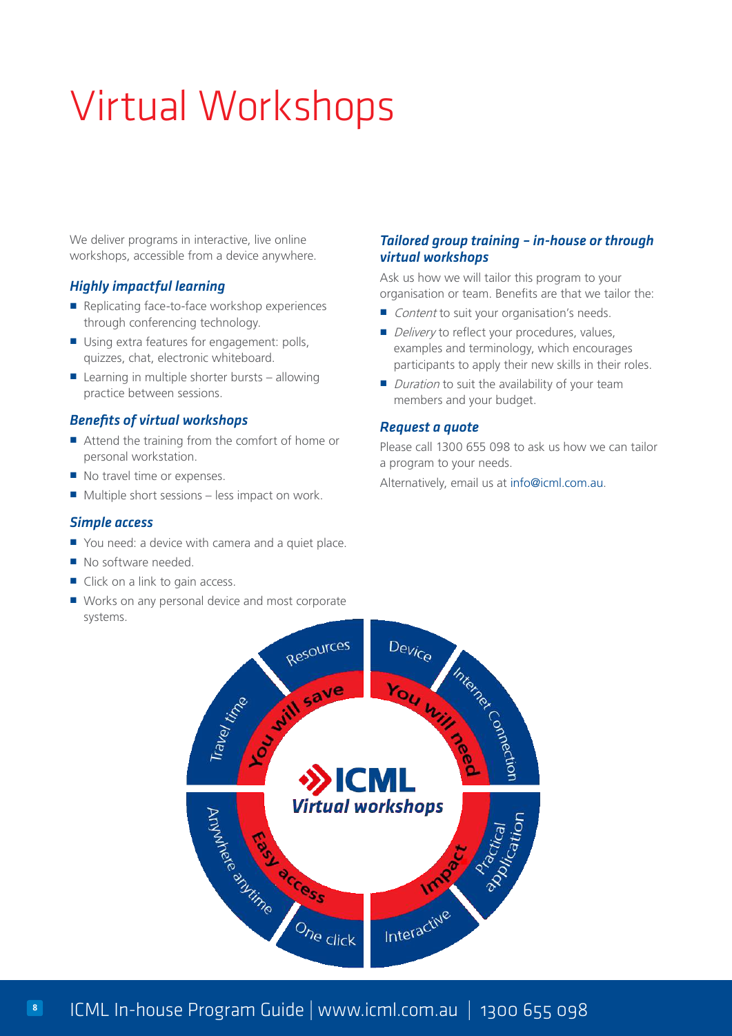# Virtual Workshops

We deliver programs in interactive, live online workshops, accessible from a device anywhere.

### *Highly impactful learning*

- Replicating face-to-face workshop experiences through conferencing technology.
- Using extra features for engagement: polls, quizzes, chat, electronic whiteboard.
- Learning in multiple shorter bursts – allowing practice between sessions.

### *Benefits of virtual workshops*

- Attend the training from the comfort of home or personal workstation.
- No travel time or expenses.
- Multiple short sessions – less impact on work.

### *Simple access*

- You need: a device with camera and a quiet place.
- No software needed.
- Click on a link to gain access.
- Works on any personal device and most corporate systems.

### *Tailored group training – in-house or through virtual workshops*

Ask us how we will tailor this program to your organisation or team. Benefits are that we tailor the:

- *Content* to suit your organisation's needs.
- *Delivery* to reflect your procedures, values, examples and terminology, which encourages participants to apply their new skills in their roles.
- *Duration* to suit the availability of your team members and your budget.

### *Request a quote*

Please call 1300 655 098 to ask us how we can tailor a program to your needs.

Alternatively, email us at info@icml.com.au.

ICML
Virtual workshops

You will save
Resources
Travel time

You will need
Device
Internet Connection

Impact
Practical application
Interactive

Easy access
One click
Anywhere anytime